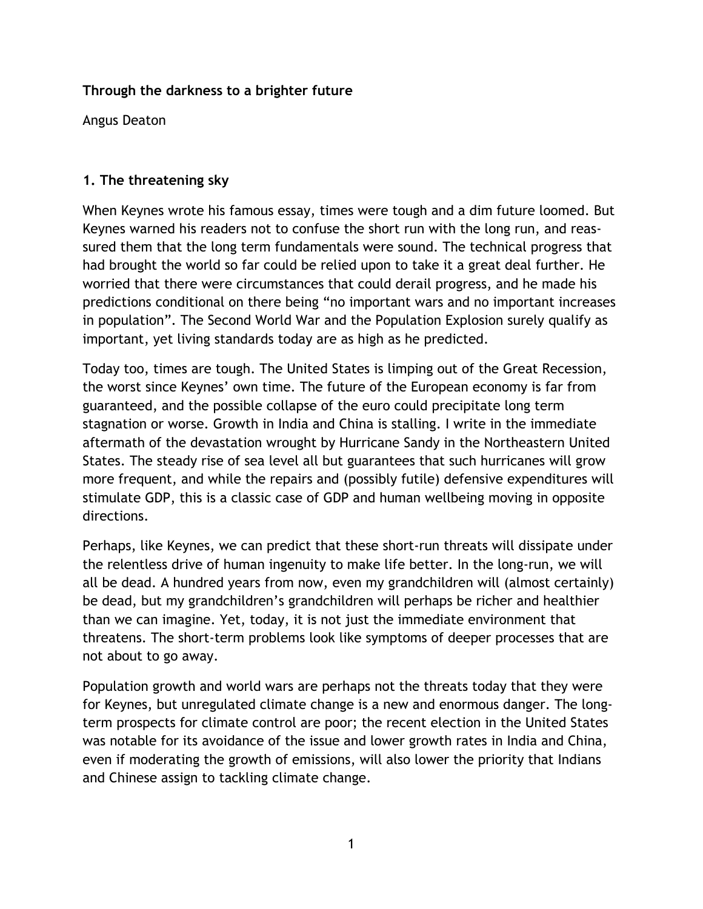**Through the darkness to a brighter future**

Angus Deaton

## 1. The threatening sky

When Keynes wrote his famous essay, times were tough and a dim future loomed. But Keynes warned his readers not to confuse the short run with the long run, and reassured them that the long term fundamentals were sound. The technical progress that had brought the world so far could be relied upon to take it a great deal further. He worried that there were circumstances that could derail progress, and he made his predictions conditional on there being "no important wars and no important increases in population". The Second World War and the Population Explosion surely qualify as important, yet living standards today are as high as he predicted.

Today too, times are tough. The United States is limping out of the Great Recession, the worst since Keynes' own time. The future of the European economy is far from guaranteed, and the possible collapse of the euro could precipitate long term stagnation or worse. Growth in India and China is stalling. I write in the immediate aftermath of the devastation wrought by Hurricane Sandy in the Northeastern United States. The steady rise of sea level all but guarantees that such hurricanes will grow more frequent, and while the repairs and (possibly futile) defensive expenditures will stimulate GDP, this is a classic case of GDP and human wellbeing moving in opposite directions.

Perhaps, like Keynes, we can predict that these short-run threats will dissipate under the relentless drive of human ingenuity to make life better. In the long-run, we will all be dead. A hundred years from now, even my grandchildren will (almost certainly) be dead, but my grandchildren's grandchildren will perhaps be richer and healthier than we can imagine. Yet, today, it is not just the immediate environment that threatens. The short-term problems look like symptoms of deeper processes that are not about to go away.

Population growth and world wars are perhaps not the threats today that they were for Keynes, but unregulated climate change is a new and enormous danger. The long-term prospects for climate control are poor; the recent election in the United States was notable for its avoidance of the issue and lower growth rates in India and China, even if moderating the growth of emissions, will also lower the priority that Indians and Chinese assign to tackling climate change.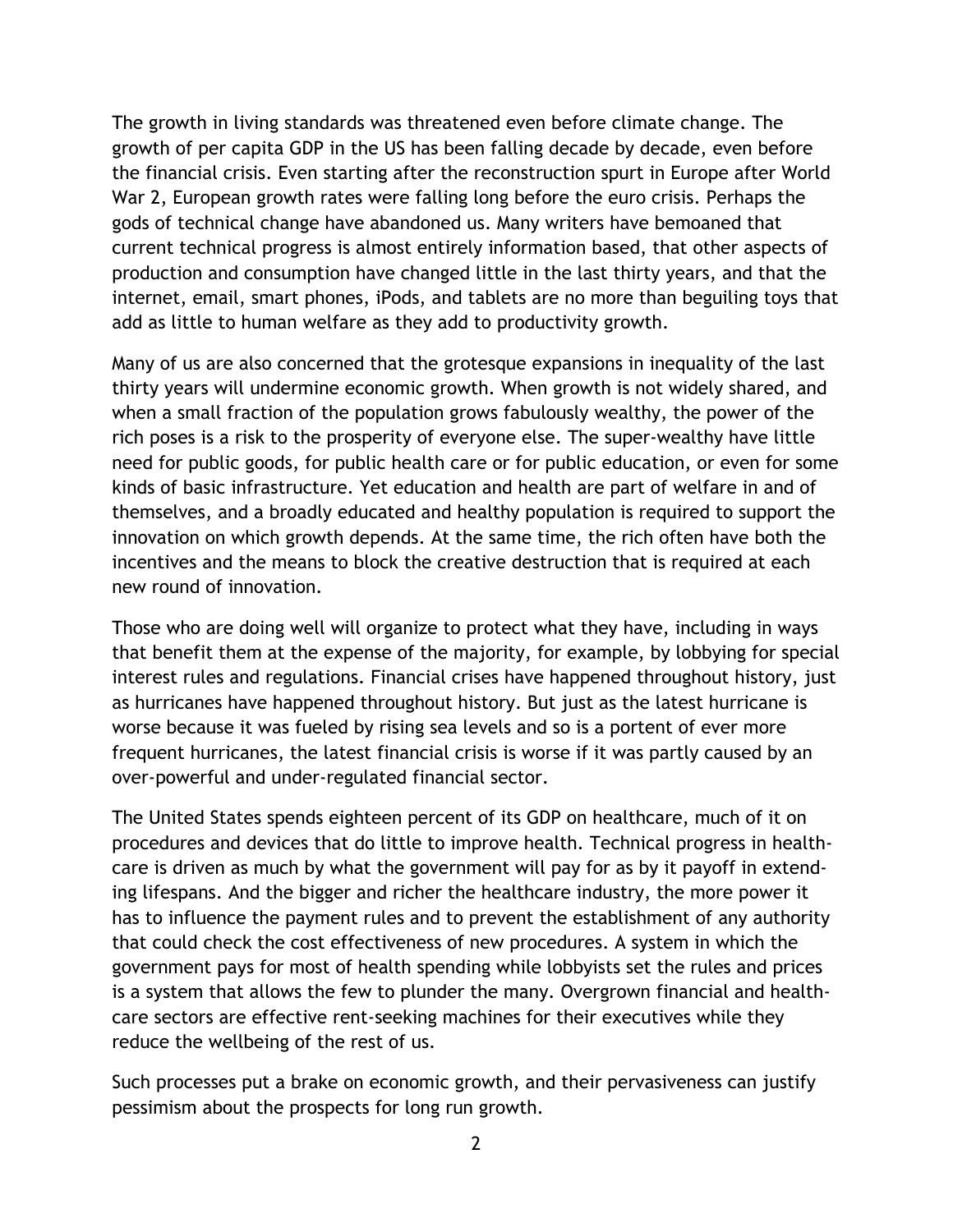The growth in living standards was threatened even before climate change. The growth of per capita GDP in the US has been falling decade by decade, even before the financial crisis. Even starting after the reconstruction spurt in Europe after World War 2, European growth rates were falling long before the euro crisis. Perhaps the gods of technical change have abandoned us. Many writers have bemoaned that current technical progress is almost entirely information based, that other aspects of production and consumption have changed little in the last thirty years, and that the internet, email, smart phones, iPods, and tablets are no more than beguiling toys that add as little to human welfare as they add to productivity growth.

Many of us are also concerned that the grotesque expansions in inequality of the last thirty years will undermine economic growth. When growth is not widely shared, and when a small fraction of the population grows fabulously wealthy, the power of the rich poses is a risk to the prosperity of everyone else. The super-wealthy have little need for public goods, for public health care or for public education, or even for some kinds of basic infrastructure. Yet education and health are part of welfare in and of themselves, and a broadly educated and healthy population is required to support the innovation on which growth depends. At the same time, the rich often have both the incentives and the means to block the creative destruction that is required at each new round of innovation.

Those who are doing well will organize to protect what they have, including in ways that benefit them at the expense of the majority, for example, by lobbying for special interest rules and regulations. Financial crises have happened throughout history, just as hurricanes have happened throughout history. But just as the latest hurricane is worse because it was fueled by rising sea levels and so is a portent of ever more frequent hurricanes, the latest financial crisis is worse if it was partly caused by an over-powerful and under-regulated financial sector.

The United States spends eighteen percent of its GDP on healthcare, much of it on procedures and devices that do little to improve health. Technical progress in health-care is driven as much by what the government will pay for as by it payoff in extending lifespans. And the bigger and richer the healthcare industry, the more power it has to influence the payment rules and to prevent the establishment of any authority that could check the cost effectiveness of new procedures. A system in which the government pays for most of health spending while lobbyists set the rules and prices is a system that allows the few to plunder the many. Overgrown financial and health-care sectors are effective rent-seeking machines for their executives while they reduce the wellbeing of the rest of us.

Such processes put a brake on economic growth, and their pervasiveness can justify pessimism about the prospects for long run growth.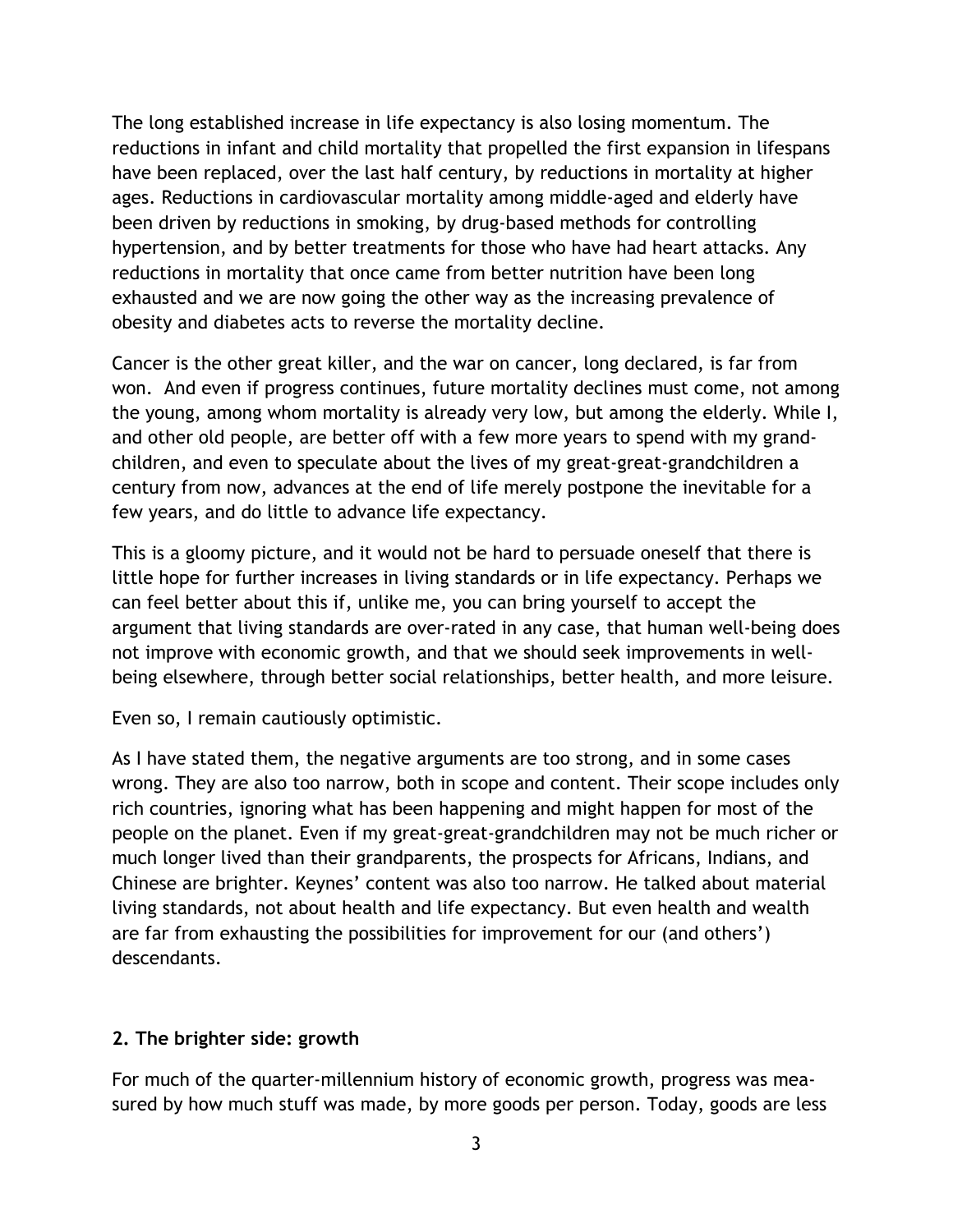The long established increase in life expectancy is also losing momentum. The reductions in infant and child mortality that propelled the first expansion in lifespans have been replaced, over the last half century, by reductions in mortality at higher ages. Reductions in cardiovascular mortality among middle-aged and elderly have been driven by reductions in smoking, by drug-based methods for controlling hypertension, and by better treatments for those who have had heart attacks. Any reductions in mortality that once came from better nutrition have been long exhausted and we are now going the other way as the increasing prevalence of obesity and diabetes acts to reverse the mortality decline.

Cancer is the other great killer, and the war on cancer, long declared, is far from won. And even if progress continues, future mortality declines must come, not among the young, among whom mortality is already very low, but among the elderly. While I, and other old people, are better off with a few more years to spend with my grand-children, and even to speculate about the lives of my great-great-grandchildren a century from now, advances at the end of life merely postpone the inevitable for a few years, and do little to advance life expectancy.

This is a gloomy picture, and it would not be hard to persuade oneself that there is little hope for further increases in living standards or in life expectancy. Perhaps we can feel better about this if, unlike me, you can bring yourself to accept the argument that living standards are over-rated in any case, that human well-being does not improve with economic growth, and that we should seek improvements in well-being elsewhere, through better social relationships, better health, and more leisure.

Even so, I remain cautiously optimistic.

As I have stated them, the negative arguments are too strong, and in some cases wrong. They are also too narrow, both in scope and content. Their scope includes only rich countries, ignoring what has been happening and might happen for most of the people on the planet. Even if my great-great-grandchildren may not be much richer or much longer lived than their grandparents, the prospects for Africans, Indians, and Chinese are brighter. Keynes' content was also too narrow. He talked about material living standards, not about health and life expectancy. But even health and wealth are far from exhausting the possibilities for improvement for our (and others') descendants.

## 2. The brighter side: growth

For much of the quarter-millennium history of economic growth, progress was measured by how much stuff was made, by more goods per person. Today, goods are less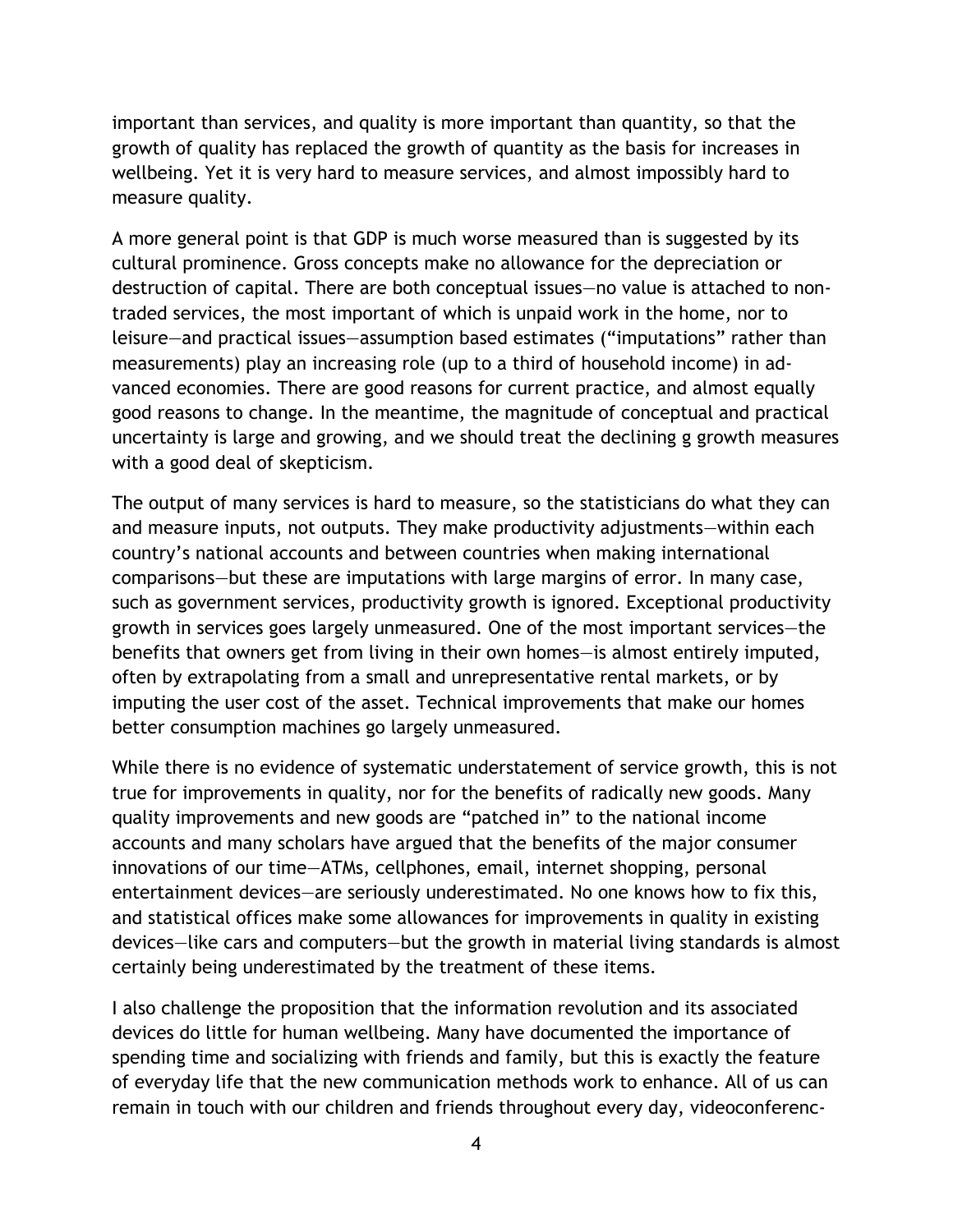important than services, and quality is more important than quantity, so that the growth of quality has replaced the growth of quantity as the basis for increases in wellbeing. Yet it is very hard to measure services, and almost impossibly hard to measure quality.

A more general point is that GDP is much worse measured than is suggested by its cultural prominence. Gross concepts make no allowance for the depreciation or destruction of capital. There are both conceptual issues—no value is attached to non-traded services, the most important of which is unpaid work in the home, nor to leisure—and practical issues—assumption based estimates ("imputations" rather than measurements) play an increasing role (up to a third of household income) in advanced economies. There are good reasons for current practice, and almost equally good reasons to change. In the meantime, the magnitude of conceptual and practical uncertainty is large and growing, and we should treat the declining g growth measures with a good deal of skepticism.

The output of many services is hard to measure, so the statisticians do what they can and measure inputs, not outputs. They make productivity adjustments—within each country's national accounts and between countries when making international comparisons—but these are imputations with large margins of error. In many case, such as government services, productivity growth is ignored. Exceptional productivity growth in services goes largely unmeasured. One of the most important services—the benefits that owners get from living in their own homes—is almost entirely imputed, often by extrapolating from a small and unrepresentative rental markets, or by imputing the user cost of the asset. Technical improvements that make our homes better consumption machines go largely unmeasured.

While there is no evidence of systematic understatement of service growth, this is not true for improvements in quality, nor for the benefits of radically new goods. Many quality improvements and new goods are "patched in" to the national income accounts and many scholars have argued that the benefits of the major consumer innovations of our time—ATMs, cellphones, email, internet shopping, personal entertainment devices—are seriously underestimated. No one knows how to fix this, and statistical offices make some allowances for improvements in quality in existing devices—like cars and computers—but the growth in material living standards is almost certainly being underestimated by the treatment of these items.

I also challenge the proposition that the information revolution and its associated devices do little for human wellbeing. Many have documented the importance of spending time and socializing with friends and family, but this is exactly the feature of everyday life that the new communication methods work to enhance. All of us can remain in touch with our children and friends throughout every day, videoconferenc-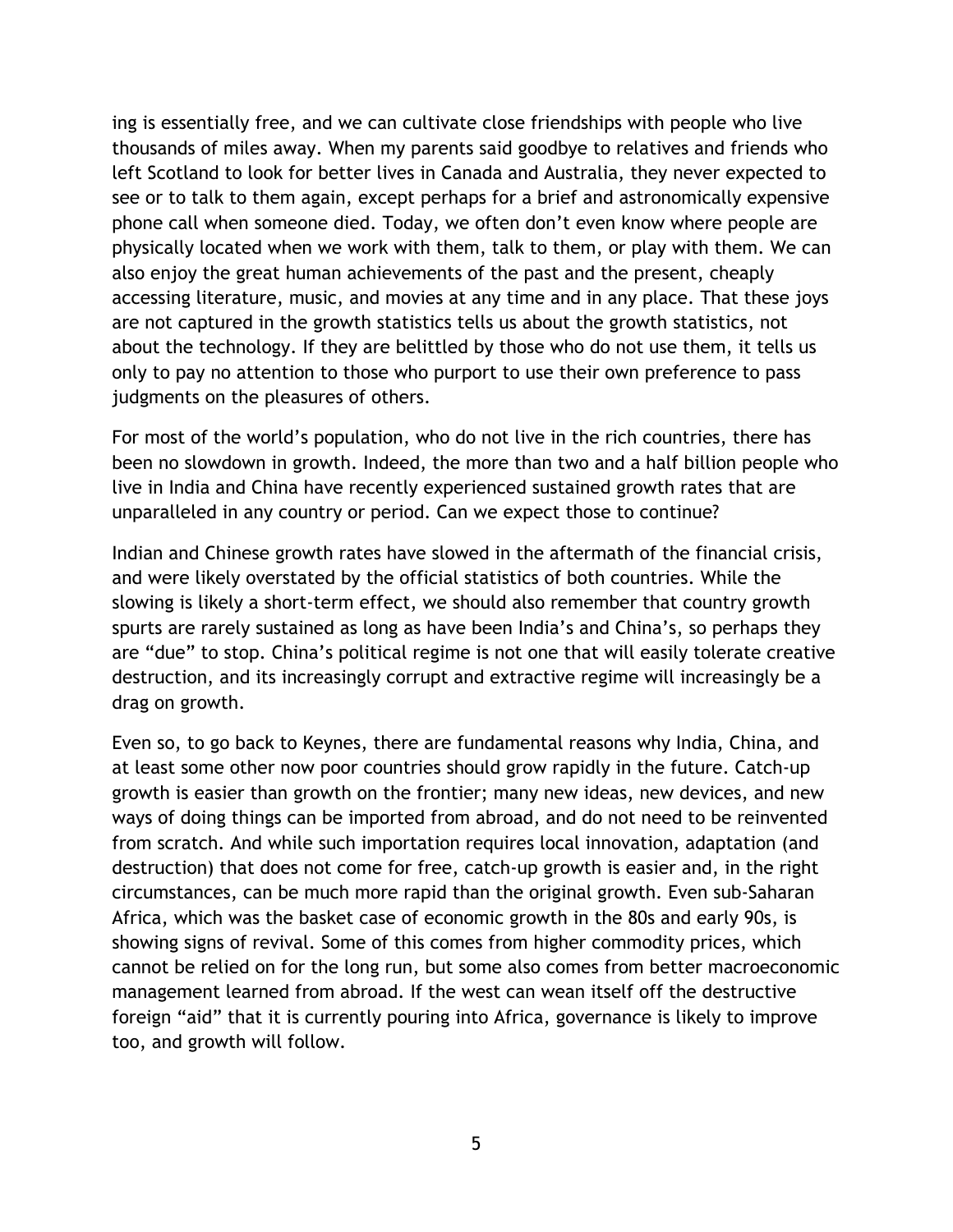ing is essentially free, and we can cultivate close friendships with people who live thousands of miles away. When my parents said goodbye to relatives and friends who left Scotland to look for better lives in Canada and Australia, they never expected to see or to talk to them again, except perhaps for a brief and astronomically expensive phone call when someone died. Today, we often don't even know where people are physically located when we work with them, talk to them, or play with them. We can also enjoy the great human achievements of the past and the present, cheaply accessing literature, music, and movies at any time and in any place. That these joys are not captured in the growth statistics tells us about the growth statistics, not about the technology. If they are belittled by those who do not use them, it tells us only to pay no attention to those who purport to use their own preference to pass judgments on the pleasures of others.

For most of the world's population, who do not live in the rich countries, there has been no slowdown in growth. Indeed, the more than two and a half billion people who live in India and China have recently experienced sustained growth rates that are unparalleled in any country or period. Can we expect those to continue?

Indian and Chinese growth rates have slowed in the aftermath of the financial crisis, and were likely overstated by the official statistics of both countries. While the slowing is likely a short-term effect, we should also remember that country growth spurts are rarely sustained as long as have been India's and China's, so perhaps they are "due" to stop. China's political regime is not one that will easily tolerate creative destruction, and its increasingly corrupt and extractive regime will increasingly be a drag on growth.

Even so, to go back to Keynes, there are fundamental reasons why India, China, and at least some other now poor countries should grow rapidly in the future. Catch-up growth is easier than growth on the frontier; many new ideas, new devices, and new ways of doing things can be imported from abroad, and do not need to be reinvented from scratch. And while such importation requires local innovation, adaptation (and destruction) that does not come for free, catch-up growth is easier and, in the right circumstances, can be much more rapid than the original growth. Even sub-Saharan Africa, which was the basket case of economic growth in the 80s and early 90s, is showing signs of revival. Some of this comes from higher commodity prices, which cannot be relied on for the long run, but some also comes from better macroeconomic management learned from abroad. If the west can wean itself off the destructive foreign "aid" that it is currently pouring into Africa, governance is likely to improve too, and growth will follow.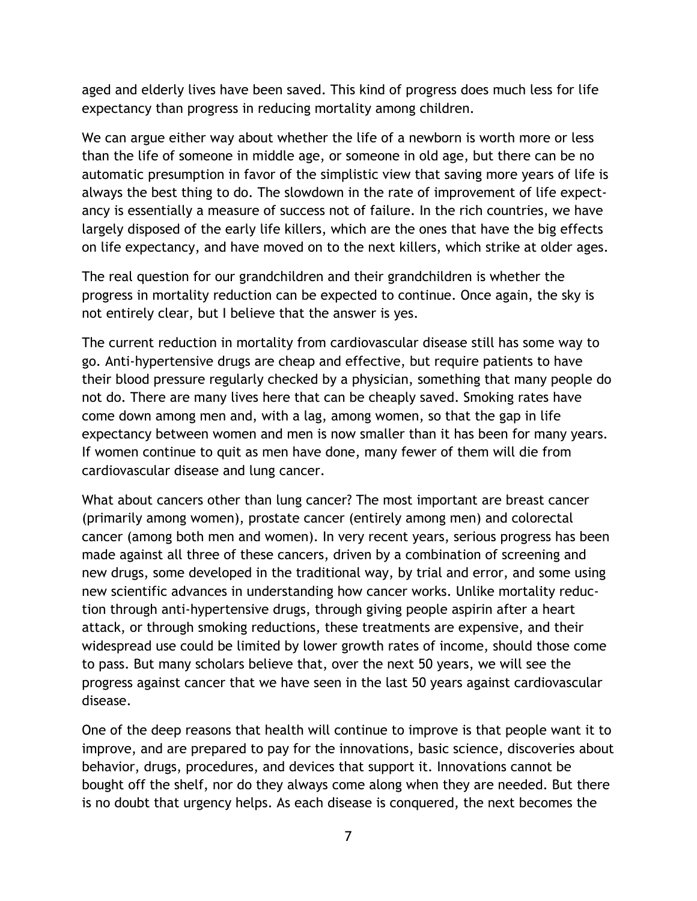aged and elderly lives have been saved. This kind of progress does much less for life expectancy than progress in reducing mortality among children.

We can argue either way about whether the life of a newborn is worth more or less than the life of someone in middle age, or someone in old age, but there can be no automatic presumption in favor of the simplistic view that saving more years of life is always the best thing to do. The slowdown in the rate of improvement of life expectancy is essentially a measure of success not of failure. In the rich countries, we have largely disposed of the early life killers, which are the ones that have the big effects on life expectancy, and have moved on to the next killers, which strike at older ages.

The real question for our grandchildren and their grandchildren is whether the progress in mortality reduction can be expected to continue. Once again, the sky is not entirely clear, but I believe that the answer is yes.

The current reduction in mortality from cardiovascular disease still has some way to go. Anti-hypertensive drugs are cheap and effective, but require patients to have their blood pressure regularly checked by a physician, something that many people do not do. There are many lives here that can be cheaply saved. Smoking rates have come down among men and, with a lag, among women, so that the gap in life expectancy between women and men is now smaller than it has been for many years. If women continue to quit as men have done, many fewer of them will die from cardiovascular disease and lung cancer.

What about cancers other than lung cancer? The most important are breast cancer (primarily among women), prostate cancer (entirely among men) and colorectal cancer (among both men and women). In very recent years, serious progress has been made against all three of these cancers, driven by a combination of screening and new drugs, some developed in the traditional way, by trial and error, and some using new scientific advances in understanding how cancer works. Unlike mortality reduction through anti-hypertensive drugs, through giving people aspirin after a heart attack, or through smoking reductions, these treatments are expensive, and their widespread use could be limited by lower growth rates of income, should those come to pass. But many scholars believe that, over the next 50 years, we will see the progress against cancer that we have seen in the last 50 years against cardiovascular disease.

One of the deep reasons that health will continue to improve is that people want it to improve, and are prepared to pay for the innovations, basic science, discoveries about behavior, drugs, procedures, and devices that support it. Innovations cannot be bought off the shelf, nor do they always come along when they are needed. But there is no doubt that urgency helps. As each disease is conquered, the next becomes the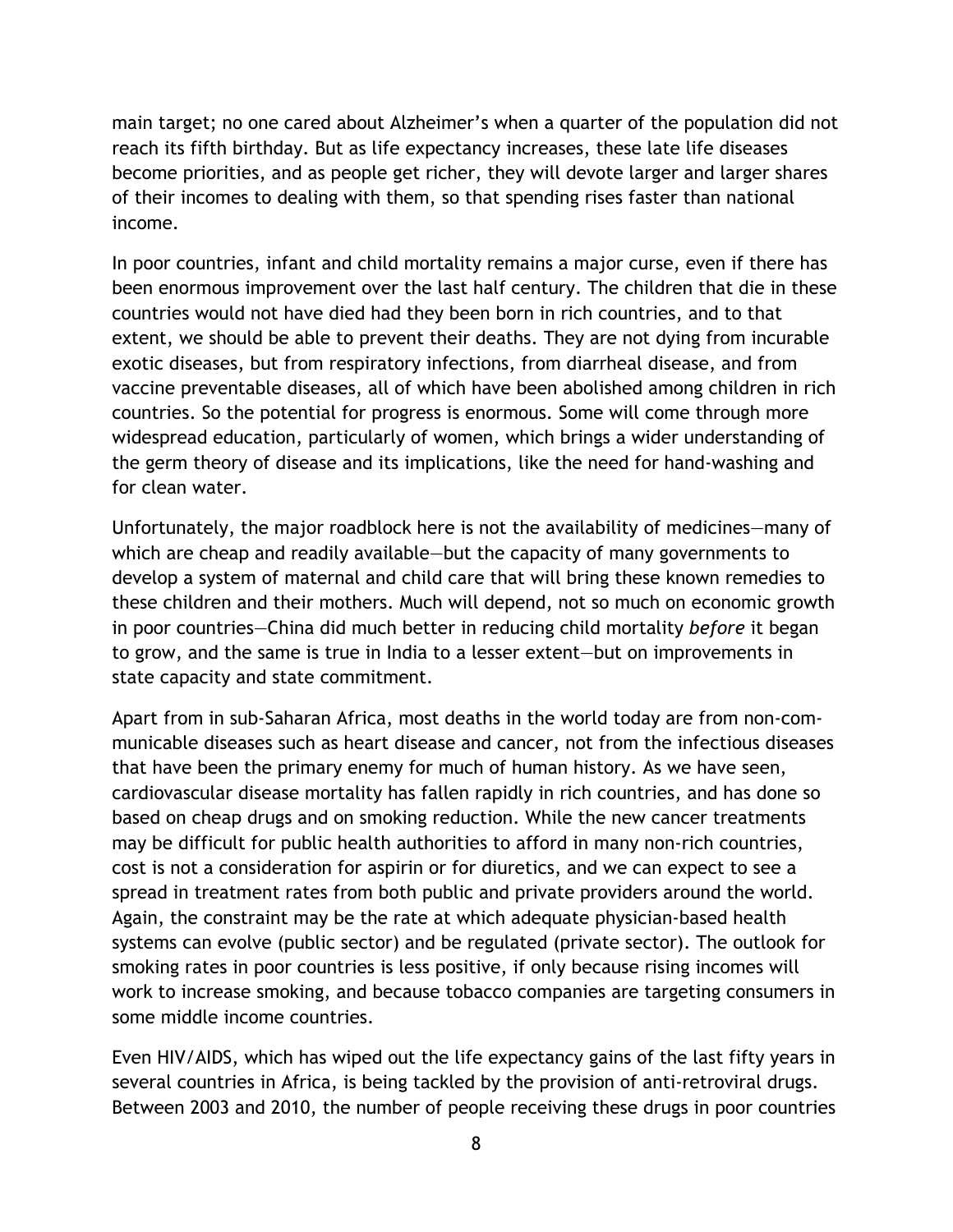main target; no one cared about Alzheimer's when a quarter of the population did not reach its fifth birthday. But as life expectancy increases, these late life diseases become priorities, and as people get richer, they will devote larger and larger shares of their incomes to dealing with them, so that spending rises faster than national income.

In poor countries, infant and child mortality remains a major curse, even if there has been enormous improvement over the last half century. The children that die in these countries would not have died had they been born in rich countries, and to that extent, we should be able to prevent their deaths. They are not dying from incurable exotic diseases, but from respiratory infections, from diarrheal disease, and from vaccine preventable diseases, all of which have been abolished among children in rich countries. So the potential for progress is enormous. Some will come through more widespread education, particularly of women, which brings a wider understanding of the germ theory of disease and its implications, like the need for hand-washing and for clean water.

Unfortunately, the major roadblock here is not the availability of medicines—many of which are cheap and readily available—but the capacity of many governments to develop a system of maternal and child care that will bring these known remedies to these children and their mothers. Much will depend, not so much on economic growth in poor countries—China did much better in reducing child mortality *before* it began to grow, and the same is true in India to a lesser extent—but on improvements in state capacity and state commitment.

Apart from in sub-Saharan Africa, most deaths in the world today are from non-communicable diseases such as heart disease and cancer, not from the infectious diseases that have been the primary enemy for much of human history. As we have seen, cardiovascular disease mortality has fallen rapidly in rich countries, and has done so based on cheap drugs and on smoking reduction. While the new cancer treatments may be difficult for public health authorities to afford in many non-rich countries, cost is not a consideration for aspirin or for diuretics, and we can expect to see a spread in treatment rates from both public and private providers around the world. Again, the constraint may be the rate at which adequate physician-based health systems can evolve (public sector) and be regulated (private sector). The outlook for smoking rates in poor countries is less positive, if only because rising incomes will work to increase smoking, and because tobacco companies are targeting consumers in some middle income countries.

Even HIV/AIDS, which has wiped out the life expectancy gains of the last fifty years in several countries in Africa, is being tackled by the provision of anti-retroviral drugs. Between 2003 and 2010, the number of people receiving these drugs in poor countries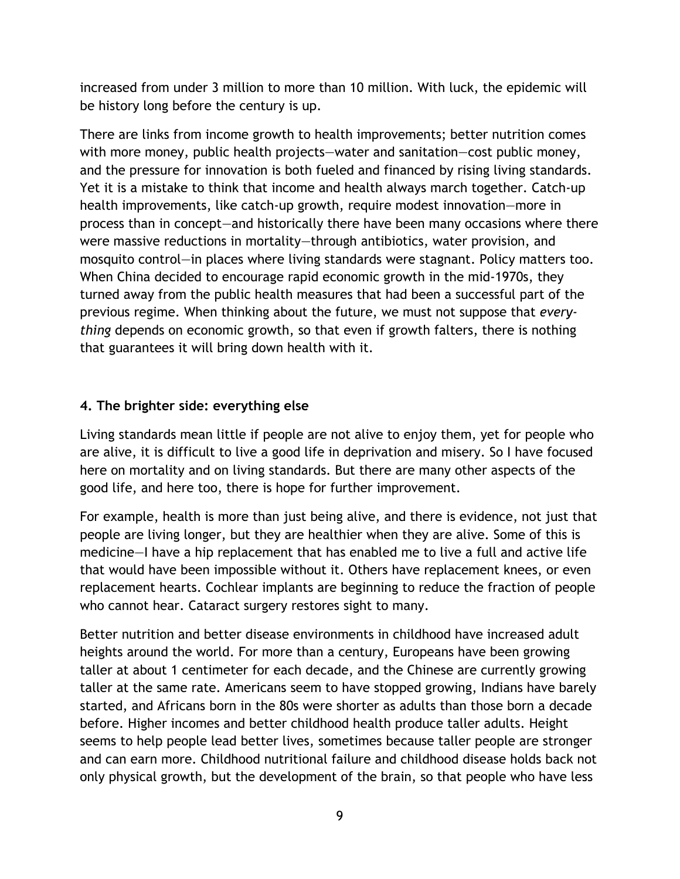increased from under 3 million to more than 10 million. With luck, the epidemic will be history long before the century is up.

There are links from income growth to health improvements; better nutrition comes with more money, public health projects—water and sanitation—cost public money, and the pressure for innovation is both fueled and financed by rising living standards. Yet it is a mistake to think that income and health always march together. Catch-up health improvements, like catch-up growth, require modest innovation—more in process than in concept—and historically there have been many occasions where there were massive reductions in mortality—through antibiotics, water provision, and mosquito control—in places where living standards were stagnant. Policy matters too. When China decided to encourage rapid economic growth in the mid-1970s, they turned away from the public health measures that had been a successful part of the previous regime. When thinking about the future, we must not suppose that *everything* depends on economic growth, so that even if growth falters, there is nothing that guarantees it will bring down health with it.

## 4. The brighter side: everything else

Living standards mean little if people are not alive to enjoy them, yet for people who are alive, it is difficult to live a good life in deprivation and misery. So I have focused here on mortality and on living standards. But there are many other aspects of the good life, and here too, there is hope for further improvement.

For example, health is more than just being alive, and there is evidence, not just that people are living longer, but they are healthier when they are alive. Some of this is medicine—I have a hip replacement that has enabled me to live a full and active life that would have been impossible without it. Others have replacement knees, or even replacement hearts. Cochlear implants are beginning to reduce the fraction of people who cannot hear. Cataract surgery restores sight to many.

Better nutrition and better disease environments in childhood have increased adult heights around the world. For more than a century, Europeans have been growing taller at about 1 centimeter for each decade, and the Chinese are currently growing taller at the same rate. Americans seem to have stopped growing, Indians have barely started, and Africans born in the 80s were shorter as adults than those born a decade before. Higher incomes and better childhood health produce taller adults. Height seems to help people lead better lives, sometimes because taller people are stronger and can earn more. Childhood nutritional failure and childhood disease holds back not only physical growth, but the development of the brain, so that people who have less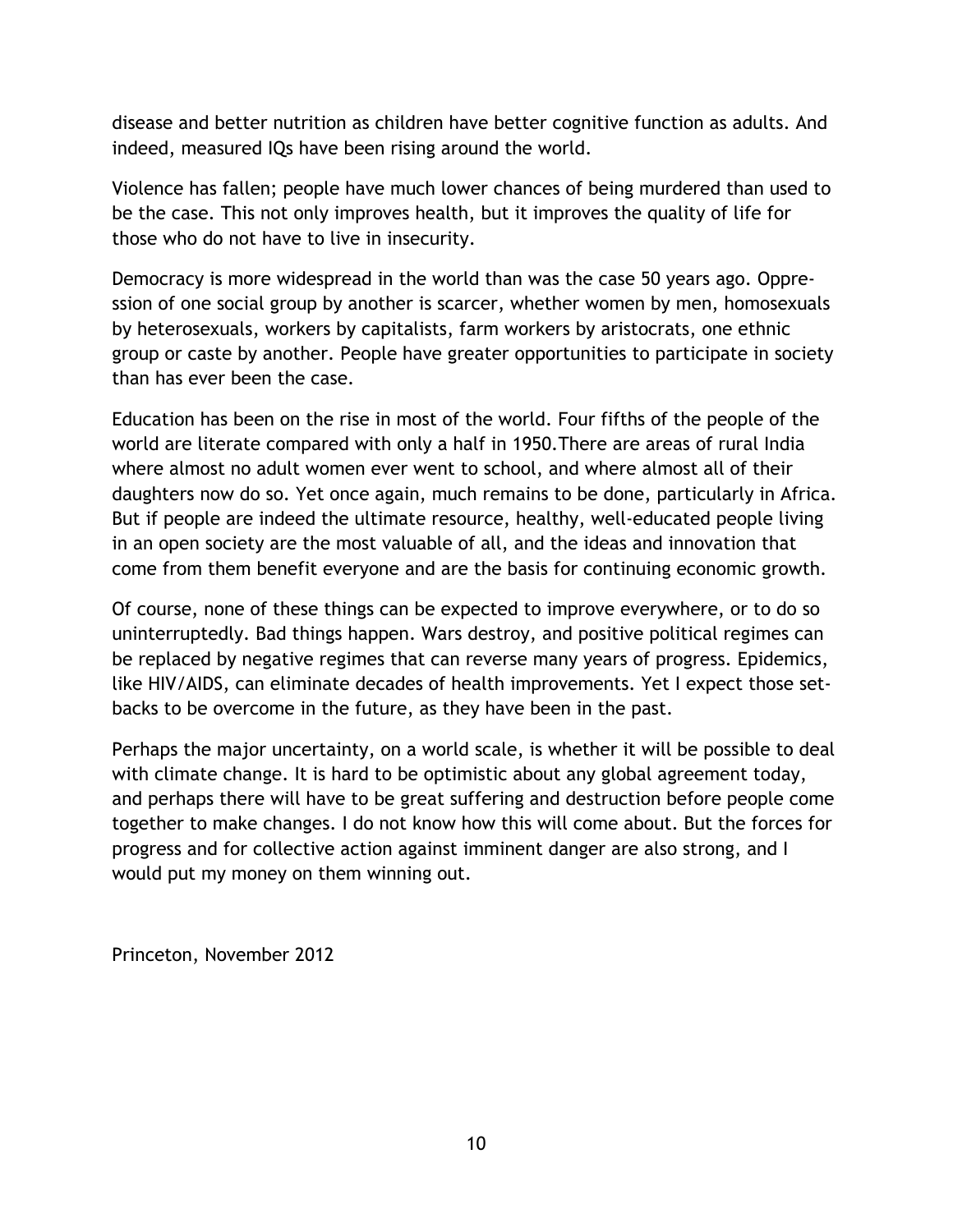disease and better nutrition as children have better cognitive function as adults. And indeed, measured IQs have been rising around the world.

Violence has fallen; people have much lower chances of being murdered than used to be the case. This not only improves health, but it improves the quality of life for those who do not have to live in insecurity.

Democracy is more widespread in the world than was the case 50 years ago. Oppression of one social group by another is scarcer, whether women by men, homosexuals by heterosexuals, workers by capitalists, farm workers by aristocrats, one ethnic group or caste by another. People have greater opportunities to participate in society than has ever been the case.

Education has been on the rise in most of the world. Four fifths of the people of the world are literate compared with only a half in 1950.There are areas of rural India where almost no adult women ever went to school, and where almost all of their daughters now do so. Yet once again, much remains to be done, particularly in Africa. But if people are indeed the ultimate resource, healthy, well-educated people living in an open society are the most valuable of all, and the ideas and innovation that come from them benefit everyone and are the basis for continuing economic growth.

Of course, none of these things can be expected to improve everywhere, or to do so uninterruptedly. Bad things happen. Wars destroy, and positive political regimes can be replaced by negative regimes that can reverse many years of progress. Epidemics, like HIV/AIDS, can eliminate decades of health improvements. Yet I expect those setbacks to be overcome in the future, as they have been in the past.

Perhaps the major uncertainty, on a world scale, is whether it will be possible to deal with climate change. It is hard to be optimistic about any global agreement today, and perhaps there will have to be great suffering and destruction before people come together to make changes. I do not know how this will come about. But the forces for progress and for collective action against imminent danger are also strong, and I would put my money on them winning out.

Princeton, November 2012